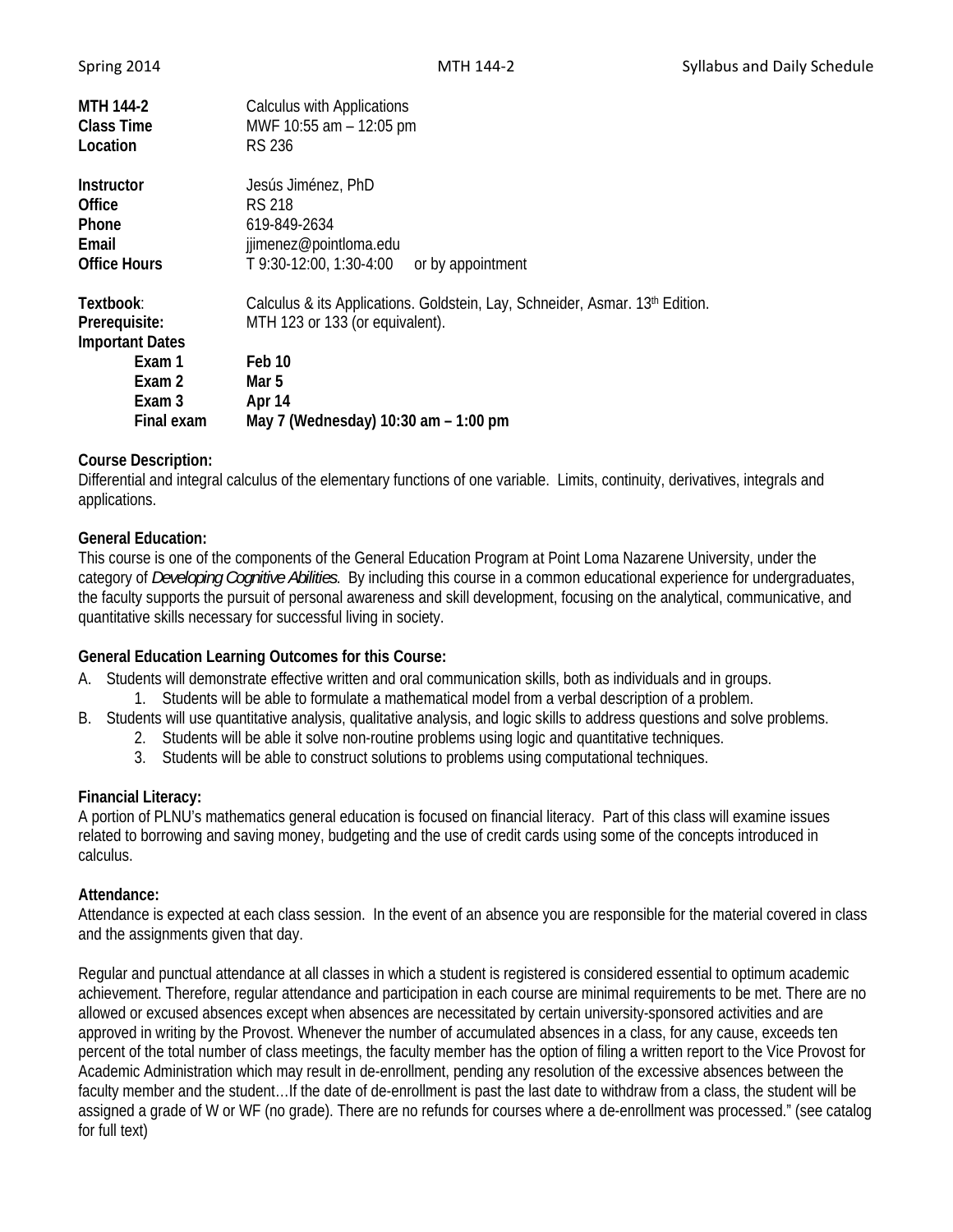| | |
|---|---|
| **MTH 144-2** | Calculus with Applications |
| **Class Time** | MWF 10:55 am – 12:05 pm |
| **Location** | RS 236 |
| | |
| **Instructor** | Jesús Jiménez, PhD |
| **Office** | RS 218 |
| **Phone** | 619-849-2634 |
| **Email** | jjimenez@pointloma.edu |
| **Office Hours** | T 9:30-12:00, 1:30-4:00 or by appointment |
| | |
| **Textbook**: | Calculus & its Applications. Goldstein, Lay, Schneider, Asmar. 13th Edition. |
| **Prerequisite:** | MTH 123 or 133 (or equivalent). |
| **Important Dates** | |
| **Exam 1** | **Feb 10** |
| **Exam 2** | **Mar 5** |
| **Exam 3** | **Apr 14** |
| **Final exam** | **May 7 (Wednesday) 10:30 am – 1:00 pm** |

**Course Description:**
Differential and integral calculus of the elementary functions of one variable. Limits, continuity, derivatives, integrals and applications.

**General Education:**
This course is one of the components of the General Education Program at Point Loma Nazarene University, under the category of *Developing Cognitive Abilities*. By including this course in a common educational experience for undergraduates, the faculty supports the pursuit of personal awareness and skill development, focusing on the analytical, communicative, and quantitative skills necessary for successful living in society.

**General Education Learning Outcomes for this Course:**

A. Students will demonstrate effective written and oral communication skills, both as individuals and in groups.
   1. Students will be able to formulate a mathematical model from a verbal description of a problem.

B. Students will use quantitative analysis, qualitative analysis, and logic skills to address questions and solve problems.
   2. Students will be able it solve non-routine problems using logic and quantitative techniques.
   3. Students will be able to construct solutions to problems using computational techniques.

**Financial Literacy:**
A portion of PLNU's mathematics general education is focused on financial literacy. Part of this class will examine issues related to borrowing and saving money, budgeting and the use of credit cards using some of the concepts introduced in calculus.

**Attendance:**
Attendance is expected at each class session. In the event of an absence you are responsible for the material covered in class and the assignments given that day.

Regular and punctual attendance at all classes in which a student is registered is considered essential to optimum academic achievement. Therefore, regular attendance and participation in each course are minimal requirements to be met. There are no allowed or excused absences except when absences are necessitated by certain university-sponsored activities and are approved in writing by the Provost. Whenever the number of accumulated absences in a class, for any cause, exceeds ten percent of the total number of class meetings, the faculty member has the option of filing a written report to the Vice Provost for Academic Administration which may result in de-enrollment, pending any resolution of the excessive absences between the faculty member and the student…If the date of de-enrollment is past the last date to withdraw from a class, the student will be assigned a grade of W or WF (no grade). There are no refunds for courses where a de-enrollment was processed." (see catalog for full text)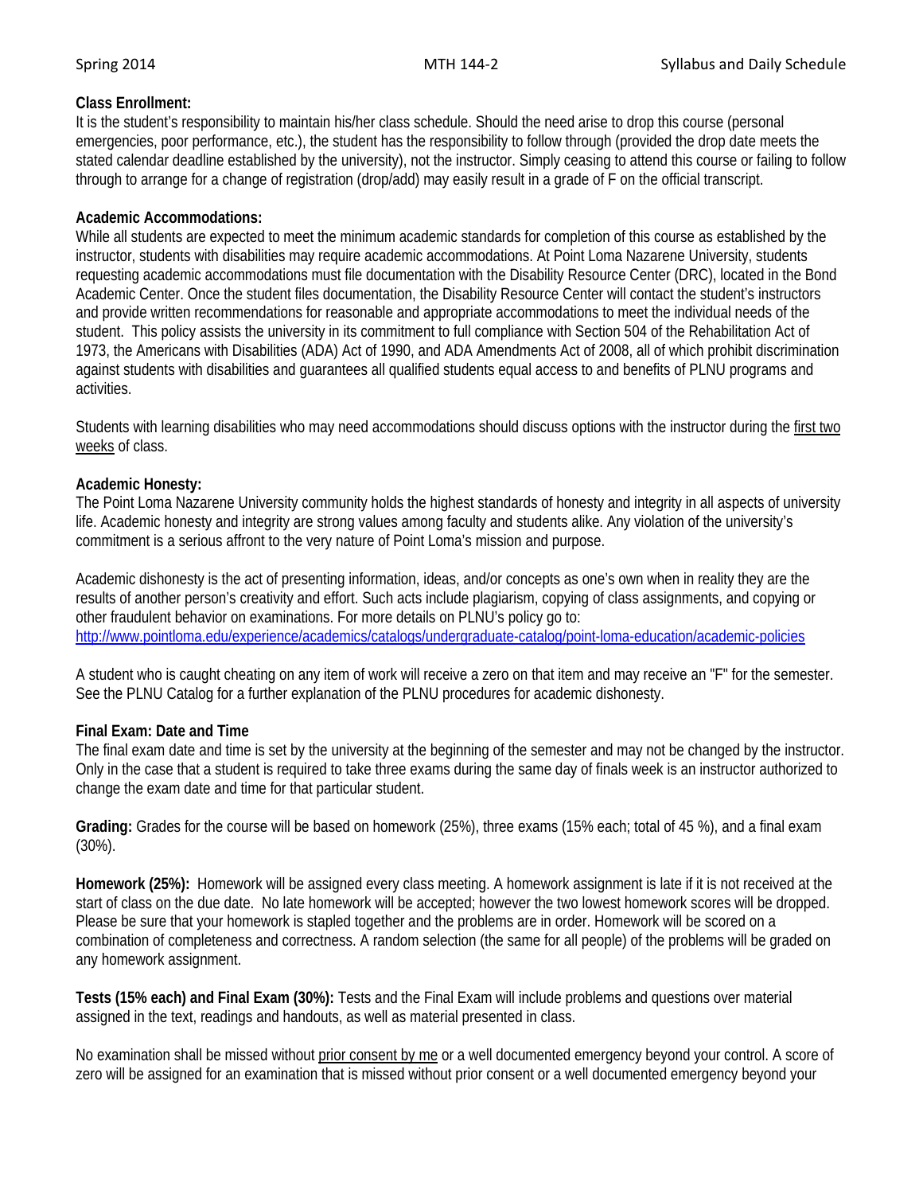**Class Enrollment:**
It is the student's responsibility to maintain his/her class schedule. Should the need arise to drop this course (personal emergencies, poor performance, etc.), the student has the responsibility to follow through (provided the drop date meets the stated calendar deadline established by the university), not the instructor. Simply ceasing to attend this course or failing to follow through to arrange for a change of registration (drop/add) may easily result in a grade of F on the official transcript.

**Academic Accommodations:**
While all students are expected to meet the minimum academic standards for completion of this course as established by the instructor, students with disabilities may require academic accommodations. At Point Loma Nazarene University, students requesting academic accommodations must file documentation with the Disability Resource Center (DRC), located in the Bond Academic Center. Once the student files documentation, the Disability Resource Center will contact the student's instructors and provide written recommendations for reasonable and appropriate accommodations to meet the individual needs of the student. This policy assists the university in its commitment to full compliance with Section 504 of the Rehabilitation Act of 1973, the Americans with Disabilities (ADA) Act of 1990, and ADA Amendments Act of 2008, all of which prohibit discrimination against students with disabilities and guarantees all qualified students equal access to and benefits of PLNU programs and activities.

Students with learning disabilities who may need accommodations should discuss options with the instructor during the <u>first two weeks</u> of class.

**Academic Honesty:**
The Point Loma Nazarene University community holds the highest standards of honesty and integrity in all aspects of university life. Academic honesty and integrity are strong values among faculty and students alike. Any violation of the university's commitment is a serious affront to the very nature of Point Loma's mission and purpose.

Academic dishonesty is the act of presenting information, ideas, and/or concepts as one's own when in reality they are the results of another person's creativity and effort. Such acts include plagiarism, copying of class assignments, and copying or other fraudulent behavior on examinations. For more details on PLNU's policy go to:
[http://www.pointloma.edu/experience/academics/catalogs/undergraduate-catalog/point-loma-education/academic-policies](http://www.pointloma.edu/experience/academics/catalogs/undergraduate-catalog/point-loma-education/academic-policies)

A student who is caught cheating on any item of work will receive a zero on that item and may receive an "F" for the semester. See the PLNU Catalog for a further explanation of the PLNU procedures for academic dishonesty.

**Final Exam: Date and Time**
The final exam date and time is set by the university at the beginning of the semester and may not be changed by the instructor. Only in the case that a student is required to take three exams during the same day of finals week is an instructor authorized to change the exam date and time for that particular student.

**Grading:** Grades for the course will be based on homework (25%), three exams (15% each; total of 45 %), and a final exam (30%).

**Homework (25%):** Homework will be assigned every class meeting. A homework assignment is late if it is not received at the start of class on the due date. No late homework will be accepted; however the two lowest homework scores will be dropped. Please be sure that your homework is stapled together and the problems are in order. Homework will be scored on a combination of completeness and correctness. A random selection (the same for all people) of the problems will be graded on any homework assignment.

**Tests (15% each) and Final Exam (30%):** Tests and the Final Exam will include problems and questions over material assigned in the text, readings and handouts, as well as material presented in class.

No examination shall be missed without <u>prior consent by me</u> or a well documented emergency beyond your control. A score of zero will be assigned for an examination that is missed without prior consent or a well documented emergency beyond your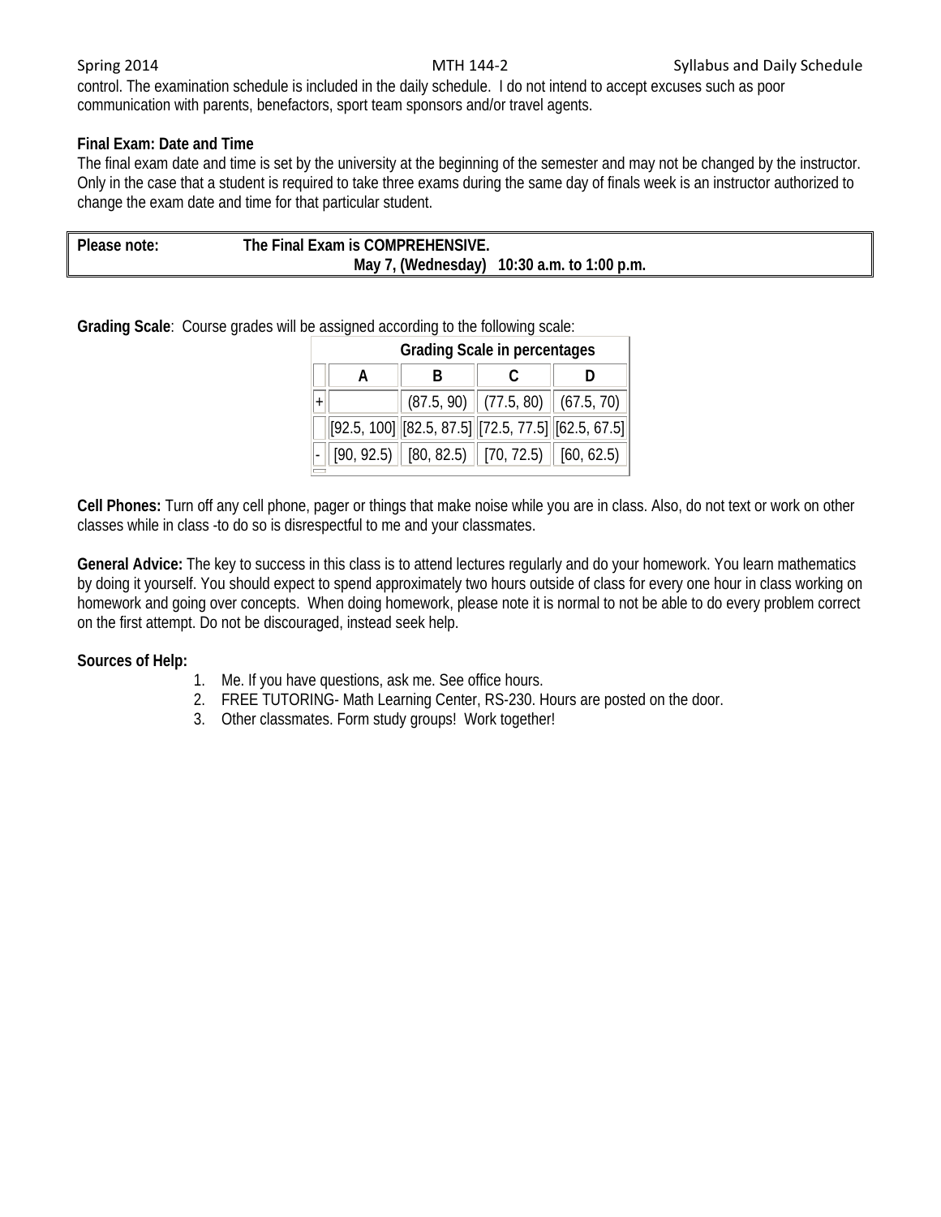control. The examination schedule is included in the daily schedule. I do not intend to accept excuses such as poor communication with parents, benefactors, sport team sponsors and/or travel agents.

**Final Exam: Date and Time**

The final exam date and time is set by the university at the beginning of the semester and may not be changed by the instructor. Only in the case that a student is required to take three exams during the same day of finals week is an instructor authorized to change the exam date and time for that particular student.

| **Please note:** | **The Final Exam is COMPREHENSIVE.** |
|---|---|
| | **May 7, (Wednesday) 10:30 a.m. to 1:00 p.m.** |

**Grading Scale**: Course grades will be assigned according to the following scale:

| Grading Scale in percentages | | | | |
|---|---|---|---|---|
| | A | B | C | D |
| + | | (87.5, 90) | (77.5, 80) | (67.5, 70) |
| | [92.5, 100] | [82.5, 87.5] | [72.5, 77.5] | [62.5, 67.5] |
| - | [90, 92.5) | [80, 82.5) | [70, 72.5) | [60, 62.5) |

**Cell Phones:** Turn off any cell phone, pager or things that make noise while you are in class. Also, do not text or work on other classes while in class -to do so is disrespectful to me and your classmates.

**General Advice:** The key to success in this class is to attend lectures regularly and do your homework. You learn mathematics by doing it yourself. You should expect to spend approximately two hours outside of class for every one hour in class working on homework and going over concepts. When doing homework, please note it is normal to not be able to do every problem correct on the first attempt. Do not be discouraged, instead seek help.

**Sources of Help:**

1. Me. If you have questions, ask me. See office hours.
2. FREE TUTORING- Math Learning Center, RS-230. Hours are posted on the door.
3. Other classmates. Form study groups! Work together!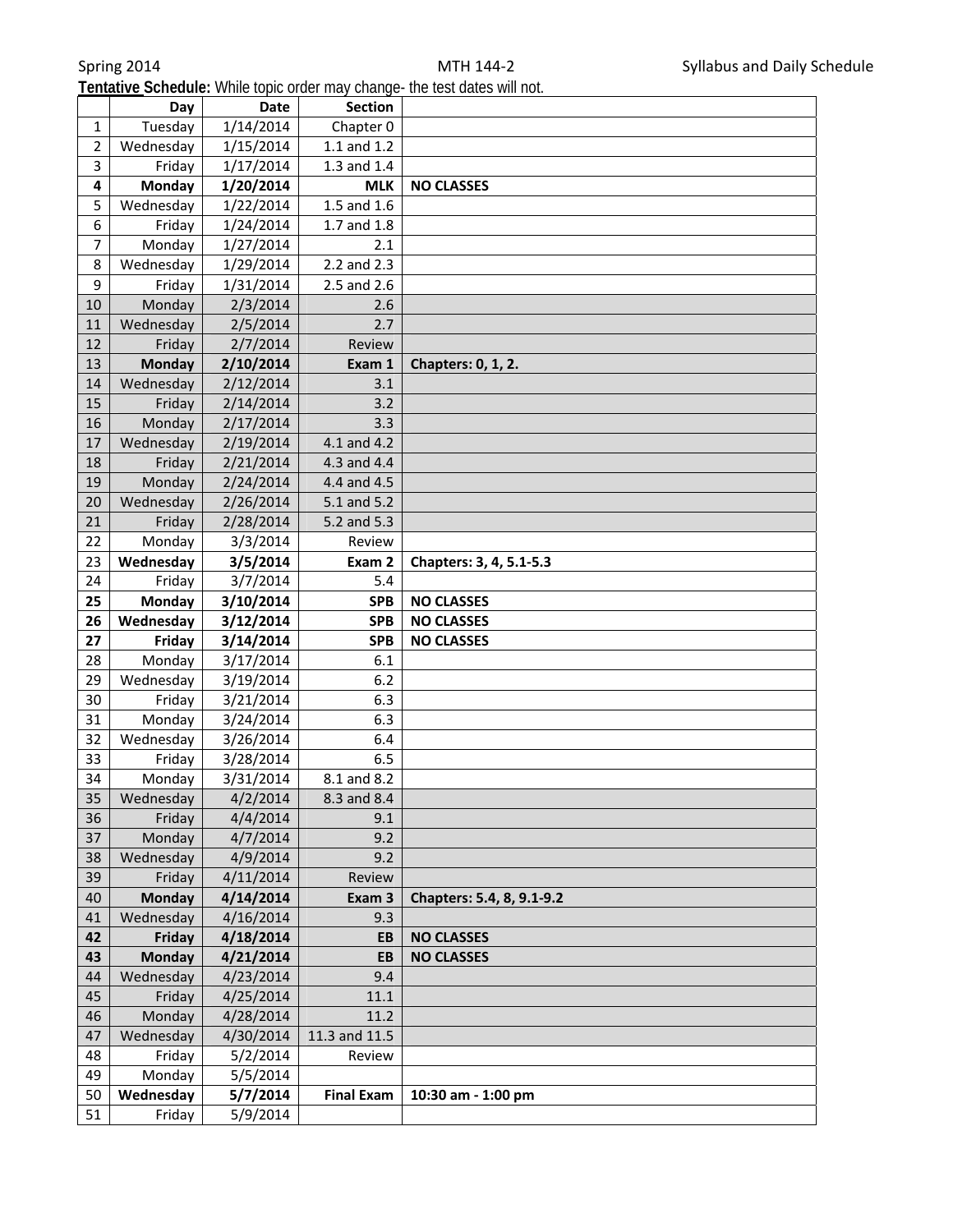**Tentative Schedule:** While topic order may change- the test dates will not.

| | Day | Date | Section | |
|---|---|---|---|---|
| 1 | Tuesday | 1/14/2014 | Chapter 0 | |
| 2 | Wednesday | 1/15/2014 | 1.1 and 1.2 | |
| 3 | Friday | 1/17/2014 | 1.3 and 1.4 | |
| **4** | **Monday** | **1/20/2014** | **MLK** | **NO CLASSES** |
| 5 | Wednesday | 1/22/2014 | 1.5 and 1.6 | |
| 6 | Friday | 1/24/2014 | 1.7 and 1.8 | |
| 7 | Monday | 1/27/2014 | 2.1 | |
| 8 | Wednesday | 1/29/2014 | 2.2 and 2.3 | |
| 9 | Friday | 1/31/2014 | 2.5 and 2.6 | |
| 10 | Monday | 2/3/2014 | 2.6 | |
| 11 | Wednesday | 2/5/2014 | 2.7 | |
| 12 | Friday | 2/7/2014 | Review | |
| 13 | **Monday** | **2/10/2014** | **Exam 1** | **Chapters: 0, 1, 2.** |
| 14 | Wednesday | 2/12/2014 | 3.1 | |
| 15 | Friday | 2/14/2014 | 3.2 | |
| 16 | Monday | 2/17/2014 | 3.3 | |
| 17 | Wednesday | 2/19/2014 | 4.1 and 4.2 | |
| 18 | Friday | 2/21/2014 | 4.3 and 4.4 | |
| 19 | Monday | 2/24/2014 | 4.4 and 4.5 | |
| 20 | Wednesday | 2/26/2014 | 5.1 and 5.2 | |
| 21 | Friday | 2/28/2014 | 5.2 and 5.3 | |
| 22 | Monday | 3/3/2014 | Review | |
| 23 | **Wednesday** | **3/5/2014** | **Exam 2** | **Chapters: 3, 4, 5.1-5.3** |
| 24 | Friday | 3/7/2014 | 5.4 | |
| **25** | **Monday** | **3/10/2014** | **SPB** | **NO CLASSES** |
| **26** | **Wednesday** | **3/12/2014** | **SPB** | **NO CLASSES** |
| **27** | **Friday** | **3/14/2014** | **SPB** | **NO CLASSES** |
| 28 | Monday | 3/17/2014 | 6.1 | |
| 29 | Wednesday | 3/19/2014 | 6.2 | |
| 30 | Friday | 3/21/2014 | 6.3 | |
| 31 | Monday | 3/24/2014 | 6.3 | |
| 32 | Wednesday | 3/26/2014 | 6.4 | |
| 33 | Friday | 3/28/2014 | 6.5 | |
| 34 | Monday | 3/31/2014 | 8.1 and 8.2 | |
| 35 | Wednesday | 4/2/2014 | 8.3 and 8.4 | |
| 36 | Friday | 4/4/2014 | 9.1 | |
| 37 | Monday | 4/7/2014 | 9.2 | |
| 38 | Wednesday | 4/9/2014 | 9.2 | |
| 39 | Friday | 4/11/2014 | Review | |
| 40 | **Monday** | **4/14/2014** | **Exam 3** | **Chapters: 5.4, 8, 9.1-9.2** |
| 41 | Wednesday | 4/16/2014 | 9.3 | |
| **42** | **Friday** | **4/18/2014** | **EB** | **NO CLASSES** |
| **43** | **Monday** | **4/21/2014** | **EB** | **NO CLASSES** |
| 44 | Wednesday | 4/23/2014 | 9.4 | |
| 45 | Friday | 4/25/2014 | 11.1 | |
| 46 | Monday | 4/28/2014 | 11.2 | |
| 47 | Wednesday | 4/30/2014 | 11.3 and 11.5 | |
| 48 | Friday | 5/2/2014 | Review | |
| 49 | Monday | 5/5/2014 | | |
| 50 | **Wednesday** | **5/7/2014** | **Final Exam** | **10:30 am - 1:00 pm** |
| 51 | Friday | 5/9/2014 | | |